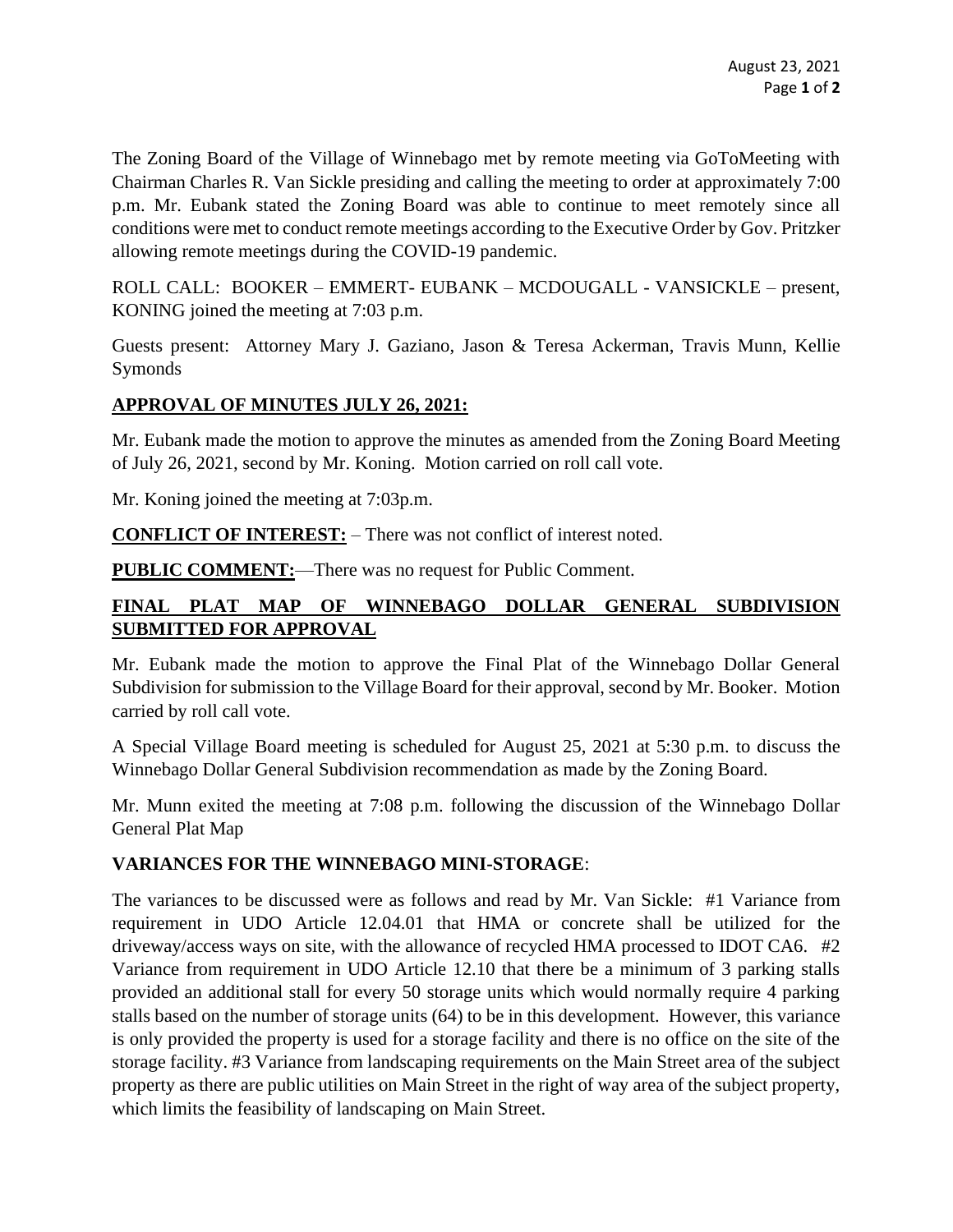The Zoning Board of the Village of Winnebago met by remote meeting via GoToMeeting with Chairman Charles R. Van Sickle presiding and calling the meeting to order at approximately 7:00 p.m. Mr. Eubank stated the Zoning Board was able to continue to meet remotely since all conditions were met to conduct remote meetings according to the Executive Order by Gov. Pritzker allowing remote meetings during the COVID-19 pandemic.

ROLL CALL: BOOKER – EMMERT- EUBANK – MCDOUGALL - VANSICKLE – present, KONING joined the meeting at 7:03 p.m.

Guests present: Attorney Mary J. Gaziano, Jason & Teresa Ackerman, Travis Munn, Kellie Symonds

**APPROVAL OF MINUTES JULY 26, 2021:**

Mr. Eubank made the motion to approve the minutes as amended from the Zoning Board Meeting of July 26, 2021, second by Mr. Koning. Motion carried on roll call vote.

Mr. Koning joined the meeting at 7:03p.m.

**CONFLICT OF INTEREST:** – There was not conflict of interest noted.

**PUBLIC COMMENT:**—There was no request for Public Comment.

**FINAL PLAT MAP OF WINNEBAGO DOLLAR GENERAL SUBDIVISION SUBMITTED FOR APPROVAL**

Mr. Eubank made the motion to approve the Final Plat of the Winnebago Dollar General Subdivision for submission to the Village Board for their approval, second by Mr. Booker. Motion carried by roll call vote.

A Special Village Board meeting is scheduled for August 25, 2021 at 5:30 p.m. to discuss the Winnebago Dollar General Subdivision recommendation as made by the Zoning Board.

Mr. Munn exited the meeting at 7:08 p.m. following the discussion of the Winnebago Dollar General Plat Map

**VARIANCES FOR THE WINNEBAGO MINI-STORAGE**:

The variances to be discussed were as follows and read by Mr. Van Sickle: #1 Variance from requirement in UDO Article 12.04.01 that HMA or concrete shall be utilized for the driveway/access ways on site, with the allowance of recycled HMA processed to IDOT CA6. #2 Variance from requirement in UDO Article 12.10 that there be a minimum of 3 parking stalls provided an additional stall for every 50 storage units which would normally require 4 parking stalls based on the number of storage units (64) to be in this development. However, this variance is only provided the property is used for a storage facility and there is no office on the site of the storage facility. #3 Variance from landscaping requirements on the Main Street area of the subject property as there are public utilities on Main Street in the right of way area of the subject property, which limits the feasibility of landscaping on Main Street.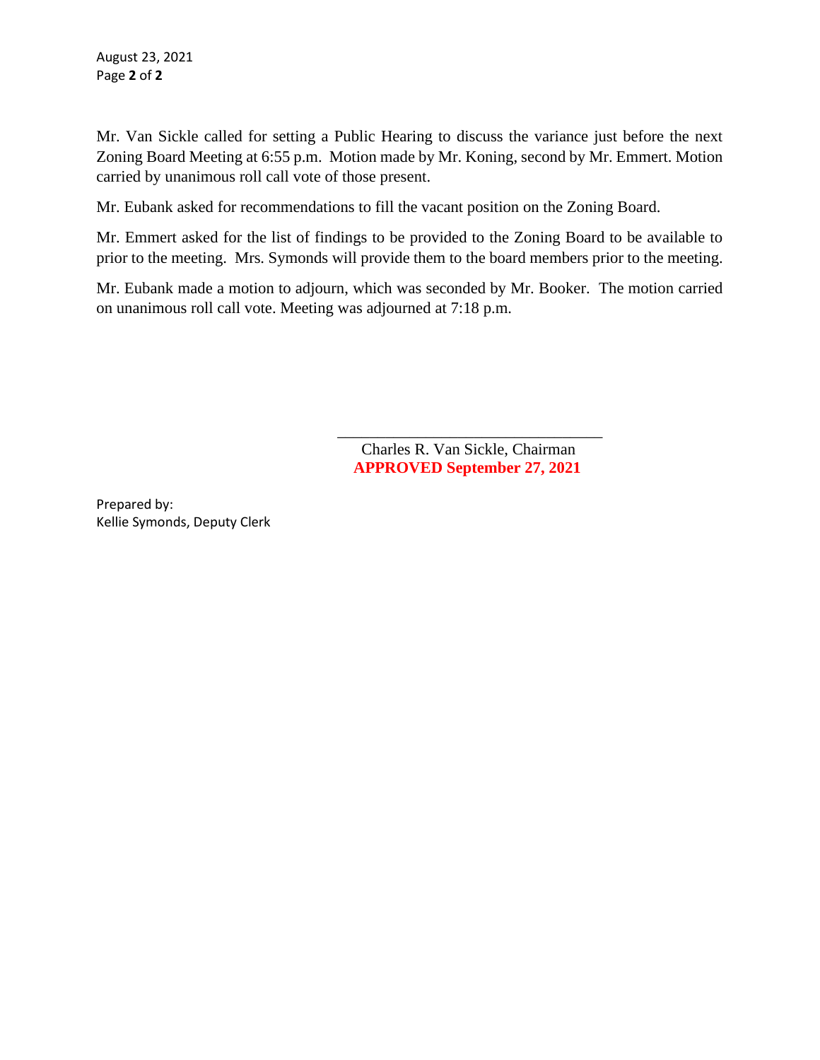Mr. Van Sickle called for setting a Public Hearing to discuss the variance just before the next Zoning Board Meeting at 6:55 p.m. Motion made by Mr. Koning, second by Mr. Emmert. Motion carried by unanimous roll call vote of those present.

Mr. Eubank asked for recommendations to fill the vacant position on the Zoning Board.

Mr. Emmert asked for the list of findings to be provided to the Zoning Board to be available to prior to the meeting. Mrs. Symonds will provide them to the board members prior to the meeting.

Mr. Eubank made a motion to adjourn, which was seconded by Mr. Booker. The motion carried on unanimous roll call vote. Meeting was adjourned at 7:18 p.m.

\_\_\_\_\_\_\_\_\_\_\_\_\_\_\_\_\_\_\_\_\_\_\_\_\_\_\_\_\_\_\_\_\_\_

Charles R. Van Sickle, Chairman

**APPROVED September 27, 2021**

Prepared by:
Kellie Symonds, Deputy Clerk